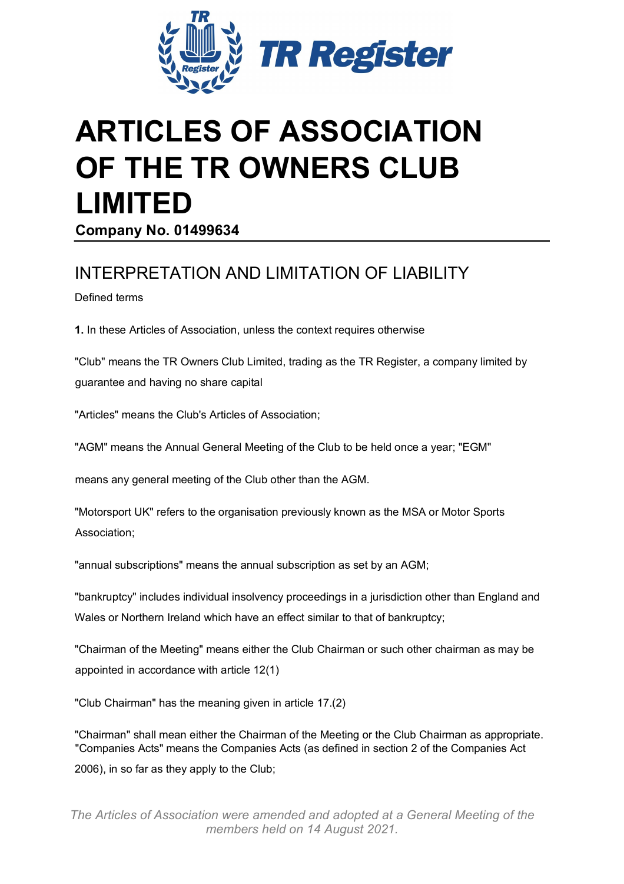TR Register

# ARTICLES OF ASSOCIATION OF THE TR OWNERS CLUB LIMITED

**Company No. 01499634**

## INTERPRETATION AND LIMITATION OF LIABILITY

Defined terms

**1.** In these Articles of Association, unless the context requires otherwise

"Club" means the TR Owners Club Limited, trading as the TR Register, a company limited by guarantee and having no share capital

"Articles" means the Club's Articles of Association;

"AGM" means the Annual General Meeting of the Club to be held once a year; "EGM" means any general meeting of the Club other than the AGM.

"Motorsport UK" refers to the organisation previously known as the MSA or Motor Sports Association;

"annual subscriptions" means the annual subscription as set by an AGM;

"bankruptcy" includes individual insolvency proceedings in a jurisdiction other than England and Wales or Northern Ireland which have an effect similar to that of bankruptcy;

"Chairman of the Meeting" means either the Club Chairman or such other chairman as may be appointed in accordance with article 12(1)

"Club Chairman" has the meaning given in article 17.(2)

"Chairman" shall mean either the Chairman of the Meeting or the Club Chairman as appropriate. "Companies Acts" means the Companies Acts (as defined in section 2 of the Companies Act 2006), in so far as they apply to the Club;

*The Articles of Association were amended and adopted at a General Meeting of the members held on 14 August 2021.*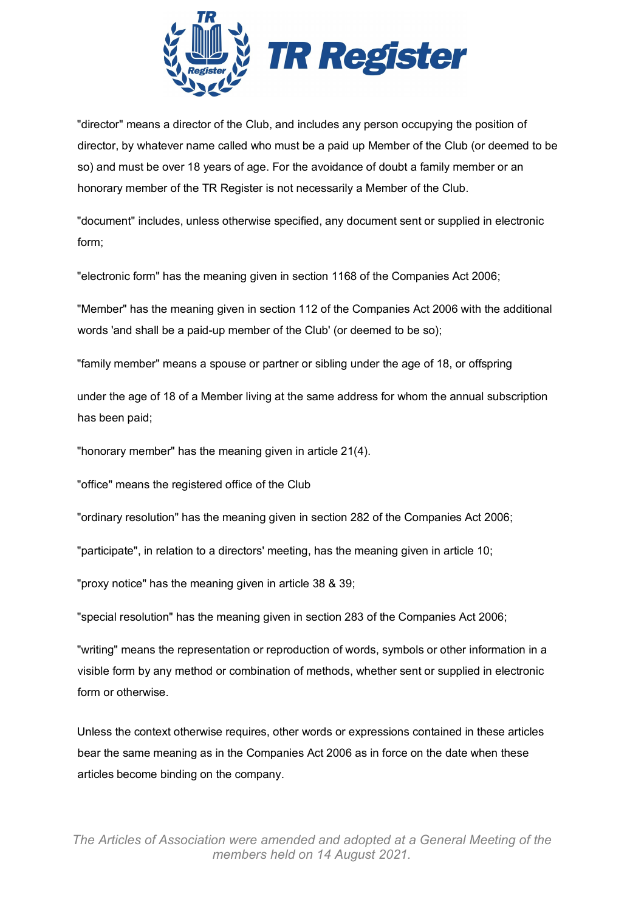"director" means a director of the Club, and includes any person occupying the position of director, by whatever name called who must be a paid up Member of the Club (or deemed to be so) and must be over 18 years of age. For the avoidance of doubt a family member or an honorary member of the TR Register is not necessarily a Member of the Club.

"document" includes, unless otherwise specified, any document sent or supplied in electronic form;

"electronic form" has the meaning given in section 1168 of the Companies Act 2006;

"Member" has the meaning given in section 112 of the Companies Act 2006 with the additional words 'and shall be a paid-up member of the Club' (or deemed to be so);

"family member" means a spouse or partner or sibling under the age of 18, or offspring

under the age of 18 of a Member living at the same address for whom the annual subscription has been paid;

"honorary member" has the meaning given in article 21(4).

"office" means the registered office of the Club

"ordinary resolution" has the meaning given in section 282 of the Companies Act 2006;

"participate", in relation to a directors' meeting, has the meaning given in article 10;

"proxy notice" has the meaning given in article 38 & 39;

"special resolution" has the meaning given in section 283 of the Companies Act 2006;

"writing" means the representation or reproduction of words, symbols or other information in a visible form by any method or combination of methods, whether sent or supplied in electronic form or otherwise.

Unless the context otherwise requires, other words or expressions contained in these articles bear the same meaning as in the Companies Act 2006 as in force on the date when these articles become binding on the company.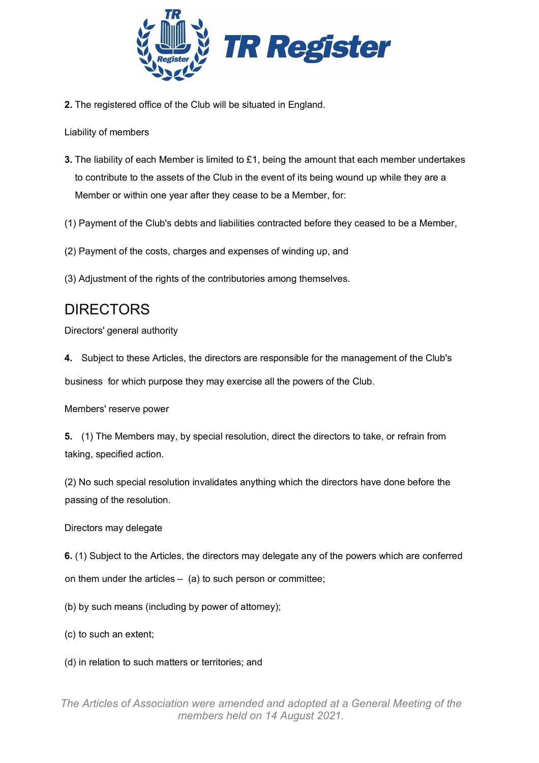**2.** The registered office of the Club will be situated in England.

Liability of members

**3.** The liability of each Member is limited to £1, being the amount that each member undertakes to contribute to the assets of the Club in the event of its being wound up while they are a Member or within one year after they cease to be a Member, for:

(1) Payment of the Club's debts and liabilities contracted before they ceased to be a Member,

(2) Payment of the costs, charges and expenses of winding up, and

(3) Adjustment of the rights of the contributories among themselves.

# DIRECTORS

Directors' general authority

**4.** Subject to these Articles, the directors are responsible for the management of the Club's business for which purpose they may exercise all the powers of the Club.

Members' reserve power

**5.** (1) The Members may, by special resolution, direct the directors to take, or refrain from taking, specified action.

(2) No such special resolution invalidates anything which the directors have done before the passing of the resolution.

Directors may delegate

**6.** (1) Subject to the Articles, the directors may delegate any of the powers which are conferred on them under the articles – (a) to such person or committee;

(b) by such means (including by power of attorney);

(c) to such an extent;

(d) in relation to such matters or territories; and

*The Articles of Association were amended and adopted at a General Meeting of the members held on 14 August 2021.*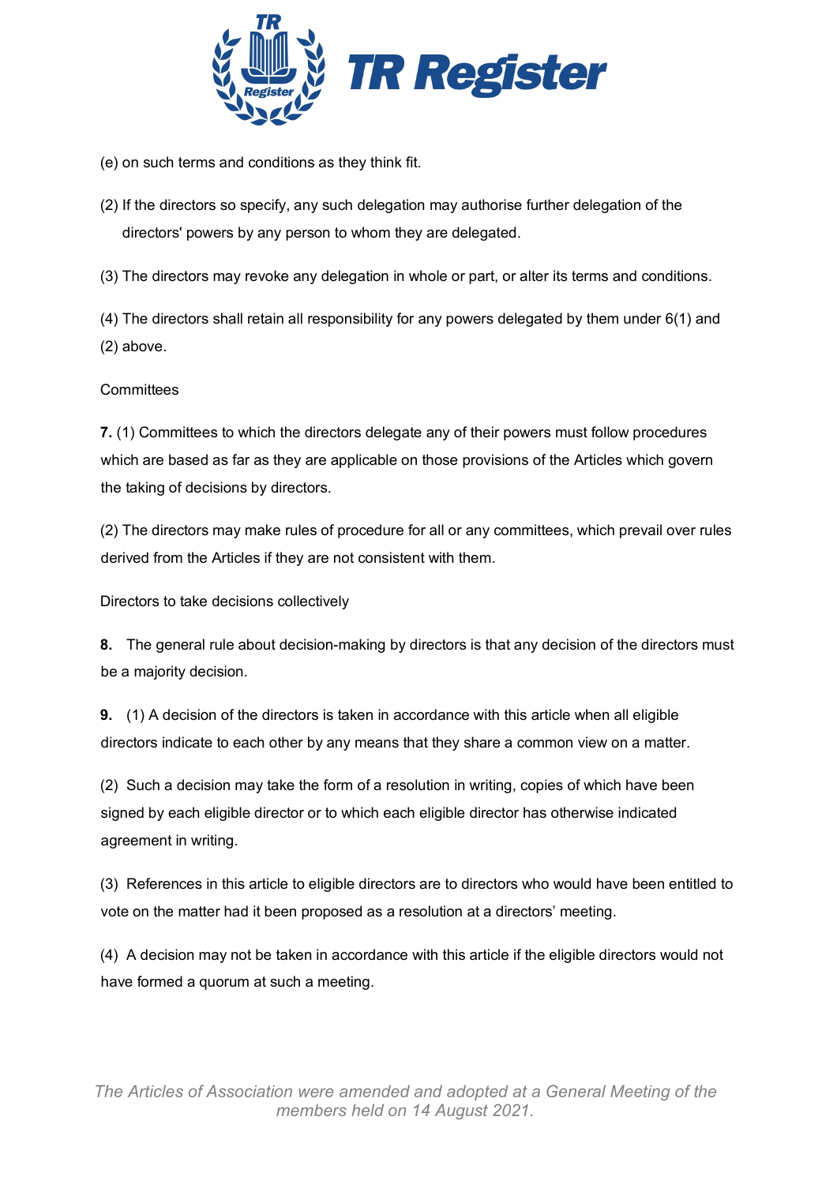(e) on such terms and conditions as they think fit.

(2) If the directors so specify, any such delegation may authorise further delegation of the directors' powers by any person to whom they are delegated.

(3) The directors may revoke any delegation in whole or part, or alter its terms and conditions.

(4) The directors shall retain all responsibility for any powers delegated by them under 6(1) and (2) above.

Committees

**7.** (1) Committees to which the directors delegate any of their powers must follow procedures which are based as far as they are applicable on those provisions of the Articles which govern the taking of decisions by directors.

(2) The directors may make rules of procedure for all or any committees, which prevail over rules derived from the Articles if they are not consistent with them.

Directors to take decisions collectively

**8.** The general rule about decision-making by directors is that any decision of the directors must be a majority decision.

**9.** (1) A decision of the directors is taken in accordance with this article when all eligible directors indicate to each other by any means that they share a common view on a matter.

(2) Such a decision may take the form of a resolution in writing, copies of which have been signed by each eligible director or to which each eligible director has otherwise indicated agreement in writing.

(3) References in this article to eligible directors are to directors who would have been entitled to vote on the matter had it been proposed as a resolution at a directors' meeting.

(4) A decision may not be taken in accordance with this article if the eligible directors would not have formed a quorum at such a meeting.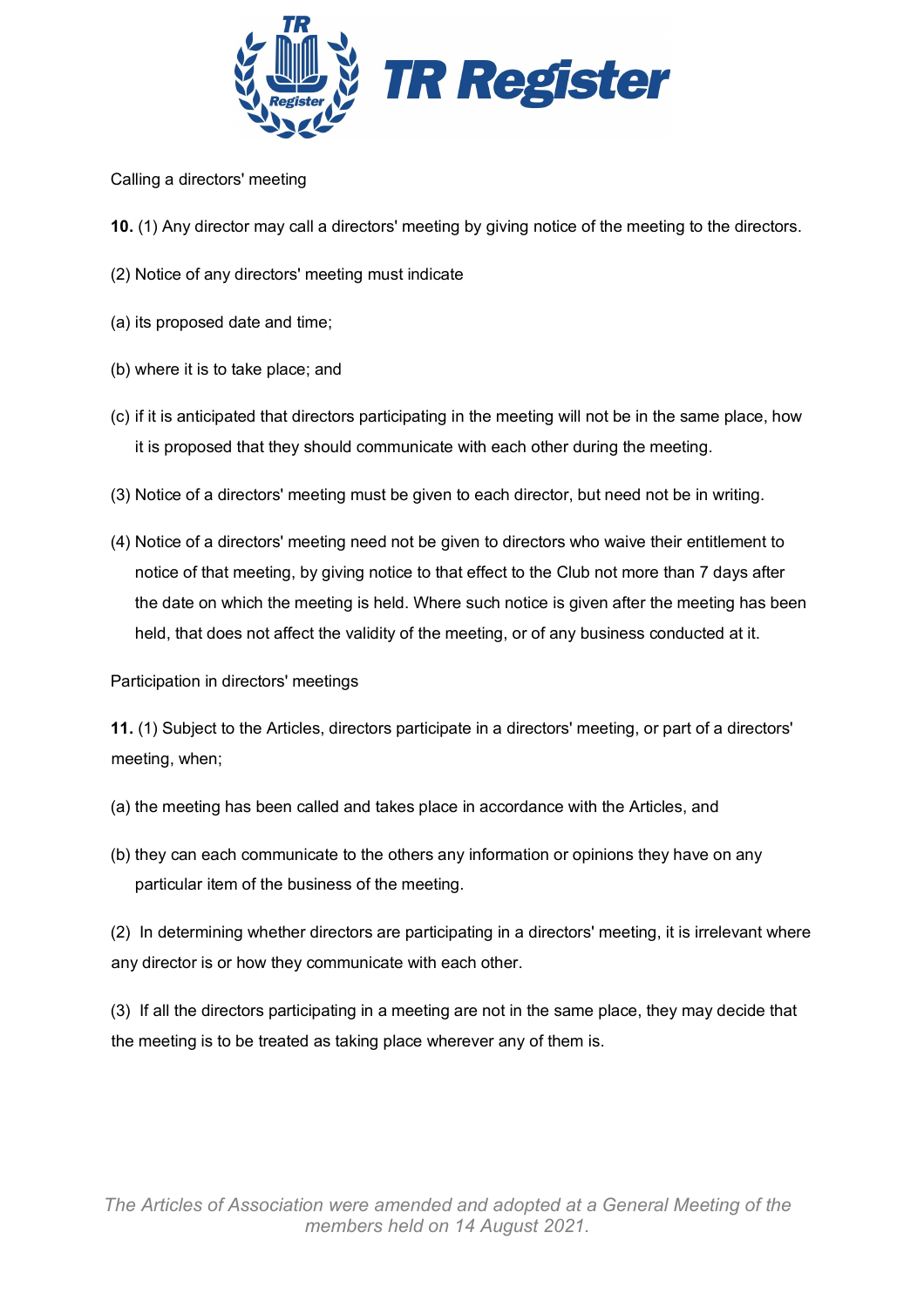Calling a directors' meeting

**10.** (1) Any director may call a directors' meeting by giving notice of the meeting to the directors.

(2) Notice of any directors' meeting must indicate

(a) its proposed date and time;

(b) where it is to take place; and

(c) if it is anticipated that directors participating in the meeting will not be in the same place, how it is proposed that they should communicate with each other during the meeting.

(3) Notice of a directors' meeting must be given to each director, but need not be in writing.

(4) Notice of a directors' meeting need not be given to directors who waive their entitlement to notice of that meeting, by giving notice to that effect to the Club not more than 7 days after the date on which the meeting is held. Where such notice is given after the meeting has been held, that does not affect the validity of the meeting, or of any business conducted at it.

Participation in directors' meetings

**11.** (1) Subject to the Articles, directors participate in a directors' meeting, or part of a directors' meeting, when;

(a) the meeting has been called and takes place in accordance with the Articles, and

(b) they can each communicate to the others any information or opinions they have on any particular item of the business of the meeting.

(2) In determining whether directors are participating in a directors' meeting, it is irrelevant where any director is or how they communicate with each other.

(3) If all the directors participating in a meeting are not in the same place, they may decide that the meeting is to be treated as taking place wherever any of them is.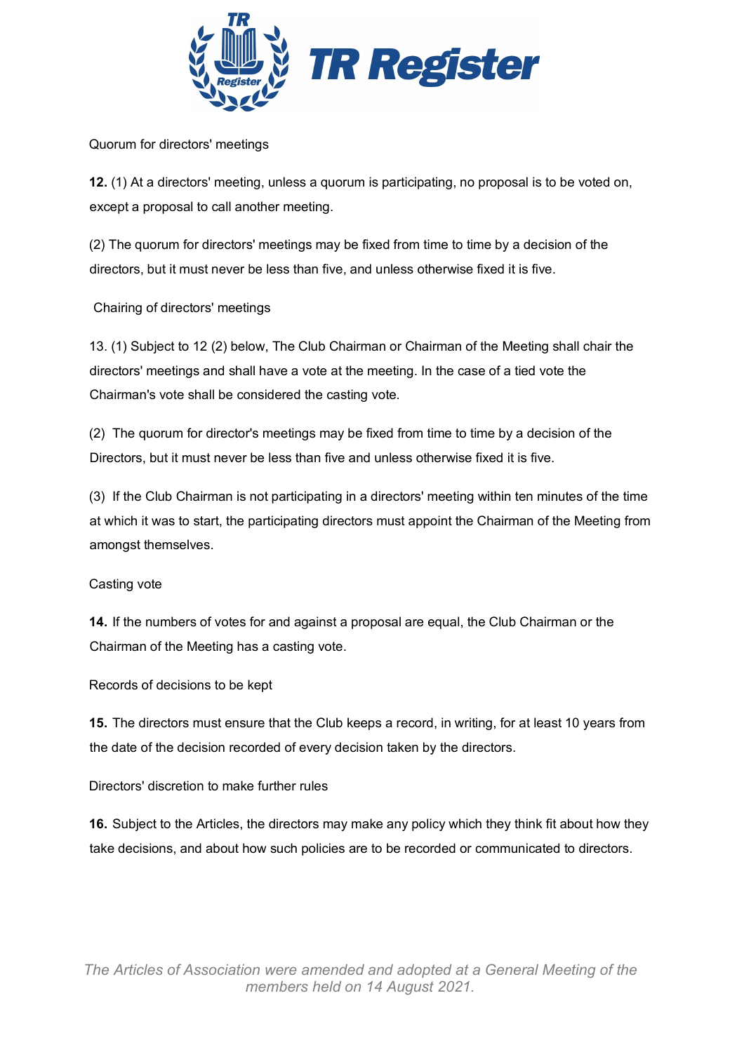Quorum for directors' meetings

**12.** (1) At a directors' meeting, unless a quorum is participating, no proposal is to be voted on, except a proposal to call another meeting.

(2) The quorum for directors' meetings may be fixed from time to time by a decision of the directors, but it must never be less than five, and unless otherwise fixed it is five.

Chairing of directors' meetings

13. (1) Subject to 12 (2) below, The Club Chairman or Chairman of the Meeting shall chair the directors' meetings and shall have a vote at the meeting. In the case of a tied vote the Chairman's vote shall be considered the casting vote.

(2) The quorum for director's meetings may be fixed from time to time by a decision of the Directors, but it must never be less than five and unless otherwise fixed it is five.

(3) If the Club Chairman is not participating in a directors' meeting within ten minutes of the time at which it was to start, the participating directors must appoint the Chairman of the Meeting from amongst themselves.

Casting vote

**14.** If the numbers of votes for and against a proposal are equal, the Club Chairman or the Chairman of the Meeting has a casting vote.

Records of decisions to be kept

**15.** The directors must ensure that the Club keeps a record, in writing, for at least 10 years from the date of the decision recorded of every decision taken by the directors.

Directors' discretion to make further rules

**16.** Subject to the Articles, the directors may make any policy which they think fit about how they take decisions, and about how such policies are to be recorded or communicated to directors.

*The Articles of Association were amended and adopted at a General Meeting of the members held on 14 August 2021.*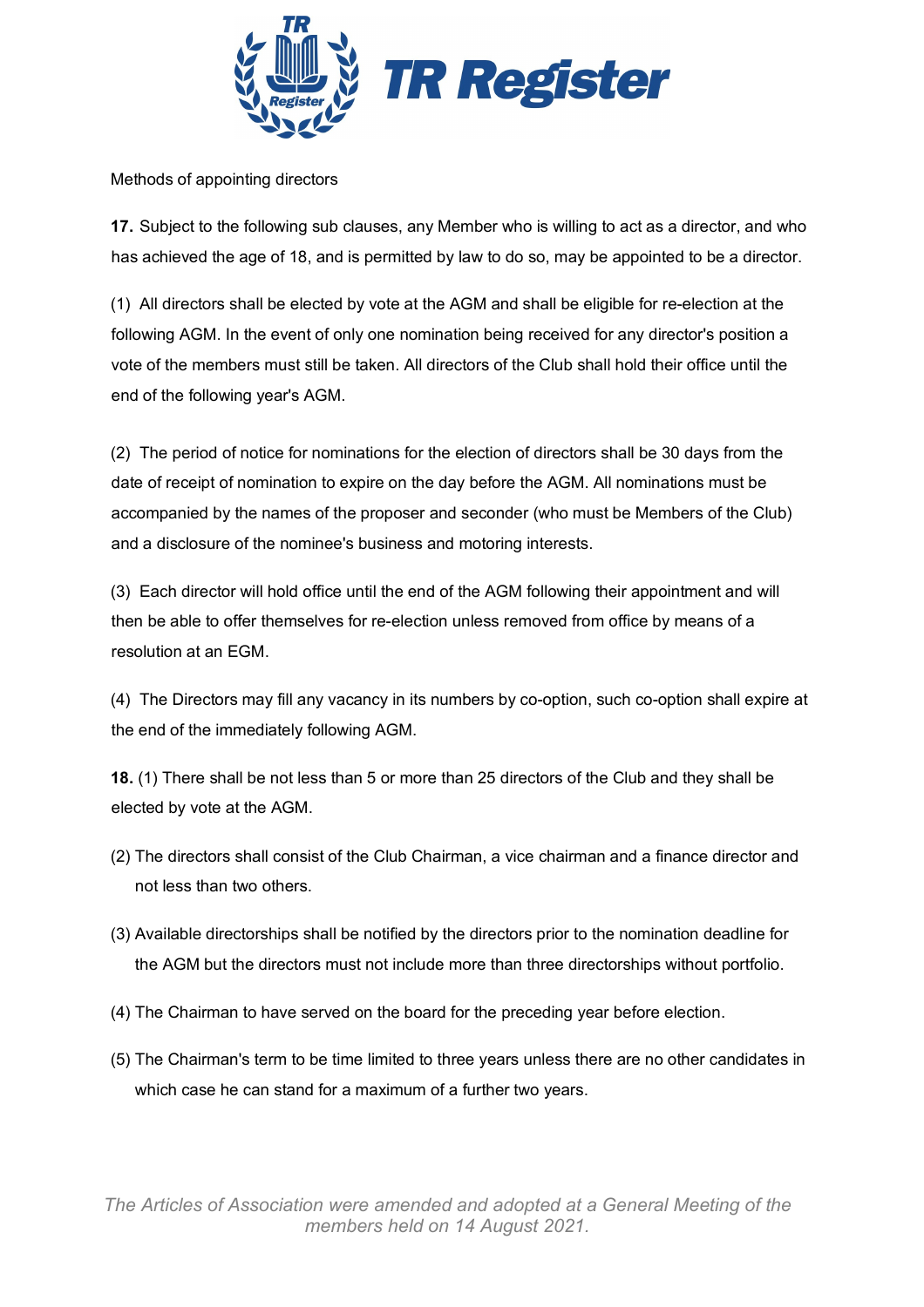Methods of appointing directors

**17.** Subject to the following sub clauses, any Member who is willing to act as a director, and who has achieved the age of 18, and is permitted by law to do so, may be appointed to be a director.

(1) All directors shall be elected by vote at the AGM and shall be eligible for re-election at the following AGM. In the event of only one nomination being received for any director's position a vote of the members must still be taken. All directors of the Club shall hold their office until the end of the following year's AGM.

(2) The period of notice for nominations for the election of directors shall be 30 days from the date of receipt of nomination to expire on the day before the AGM. All nominations must be accompanied by the names of the proposer and seconder (who must be Members of the Club) and a disclosure of the nominee's business and motoring interests.

(3) Each director will hold office until the end of the AGM following their appointment and will then be able to offer themselves for re-election unless removed from office by means of a resolution at an EGM.

(4) The Directors may fill any vacancy in its numbers by co-option, such co-option shall expire at the end of the immediately following AGM.

**18.** (1) There shall be not less than 5 or more than 25 directors of the Club and they shall be elected by vote at the AGM.

(2) The directors shall consist of the Club Chairman, a vice chairman and a finance director and not less than two others.

(3) Available directorships shall be notified by the directors prior to the nomination deadline for the AGM but the directors must not include more than three directorships without portfolio.

(4) The Chairman to have served on the board for the preceding year before election.

(5) The Chairman's term to be time limited to three years unless there are no other candidates in which case he can stand for a maximum of a further two years.

*The Articles of Association were amended and adopted at a General Meeting of the members held on 14 August 2021.*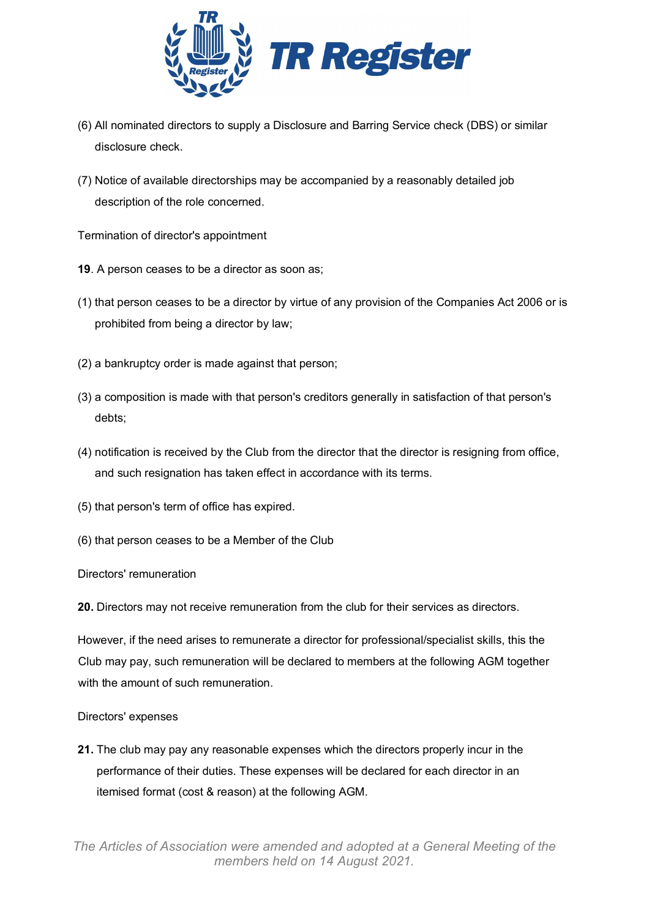(6) All nominated directors to supply a Disclosure and Barring Service check (DBS) or similar disclosure check.

(7) Notice of available directorships may be accompanied by a reasonably detailed job description of the role concerned.

Termination of director's appointment

**19**. A person ceases to be a director as soon as;

(1) that person ceases to be a director by virtue of any provision of the Companies Act 2006 or is prohibited from being a director by law;

(2) a bankruptcy order is made against that person;

(3) a composition is made with that person's creditors generally in satisfaction of that person's debts;

(4) notification is received by the Club from the director that the director is resigning from office, and such resignation has taken effect in accordance with its terms.

(5) that person's term of office has expired.

(6) that person ceases to be a Member of the Club

Directors' remuneration

**20.** Directors may not receive remuneration from the club for their services as directors.

However, if the need arises to remunerate a director for professional/specialist skills, this the Club may pay, such remuneration will be declared to members at the following AGM together with the amount of such remuneration.

Directors' expenses

**21.** The club may pay any reasonable expenses which the directors properly incur in the performance of their duties. These expenses will be declared for each director in an itemised format (cost & reason) at the following AGM.

*The Articles of Association were amended and adopted at a General Meeting of the members held on 14 August 2021.*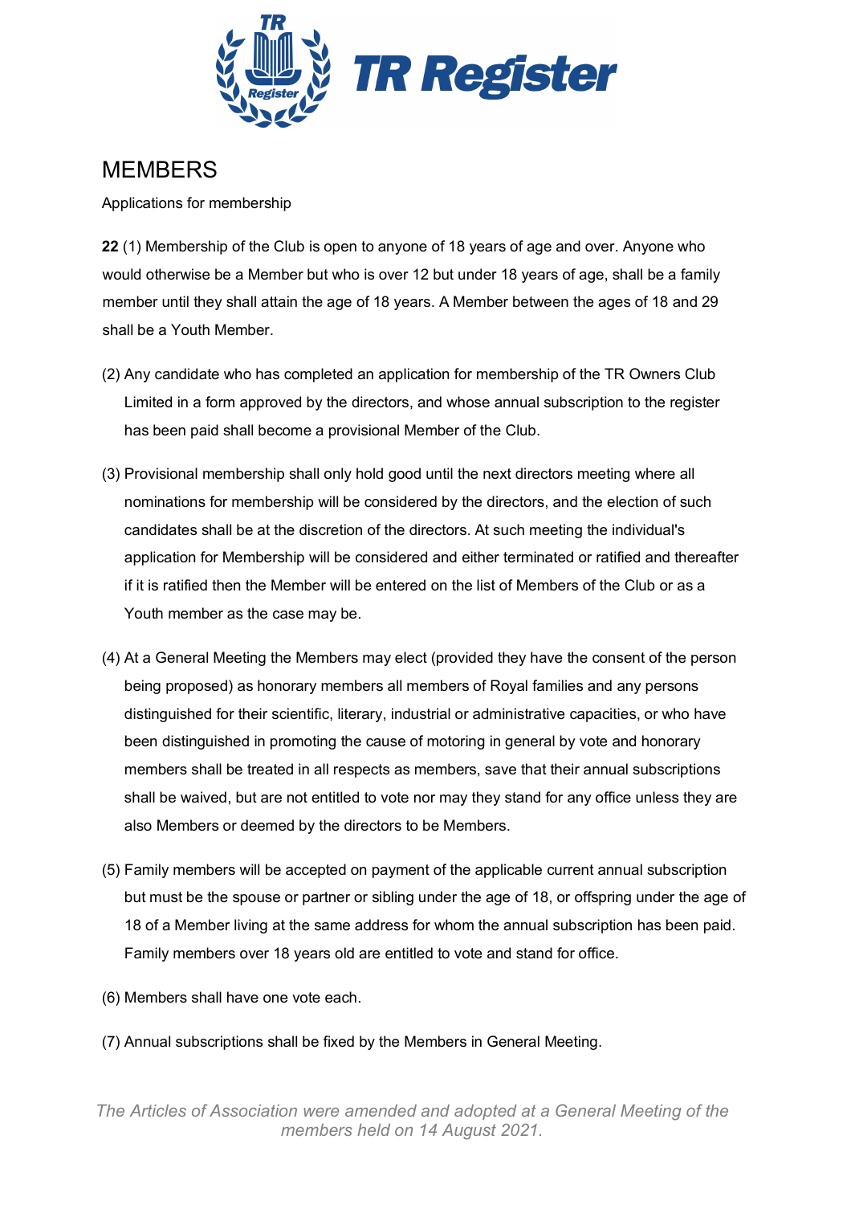# MEMBERS

Applications for membership

**22** (1) Membership of the Club is open to anyone of 18 years of age and over. Anyone who would otherwise be a Member but who is over 12 but under 18 years of age, shall be a family member until they shall attain the age of 18 years. A Member between the ages of 18 and 29 shall be a Youth Member.

(2) Any candidate who has completed an application for membership of the TR Owners Club Limited in a form approved by the directors, and whose annual subscription to the register has been paid shall become a provisional Member of the Club.

(3) Provisional membership shall only hold good until the next directors meeting where all nominations for membership will be considered by the directors, and the election of such candidates shall be at the discretion of the directors. At such meeting the individual's application for Membership will be considered and either terminated or ratified and thereafter if it is ratified then the Member will be entered on the list of Members of the Club or as a Youth member as the case may be.

(4) At a General Meeting the Members may elect (provided they have the consent of the person being proposed) as honorary members all members of Royal families and any persons distinguished for their scientific, literary, industrial or administrative capacities, or who have been distinguished in promoting the cause of motoring in general by vote and honorary members shall be treated in all respects as members, save that their annual subscriptions shall be waived, but are not entitled to vote nor may they stand for any office unless they are also Members or deemed by the directors to be Members.

(5) Family members will be accepted on payment of the applicable current annual subscription but must be the spouse or partner or sibling under the age of 18, or offspring under the age of 18 of a Member living at the same address for whom the annual subscription has been paid. Family members over 18 years old are entitled to vote and stand for office.

(6) Members shall have one vote each.

(7) Annual subscriptions shall be fixed by the Members in General Meeting.

*The Articles of Association were amended and adopted at a General Meeting of the members held on 14 August 2021.*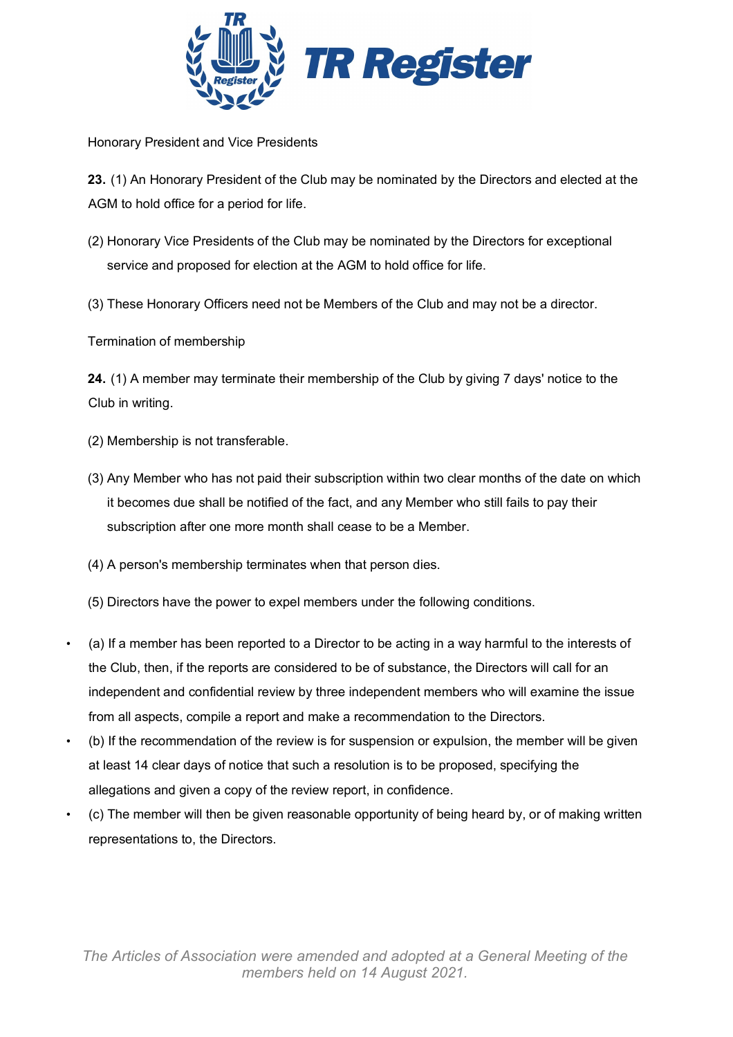## Honorary President and Vice Presidents

**23.** (1) An Honorary President of the Club may be nominated by the Directors and elected at the AGM to hold office for a period for life.

(2) Honorary Vice Presidents of the Club may be nominated by the Directors for exceptional service and proposed for election at the AGM to hold office for life.

(3) These Honorary Officers need not be Members of the Club and may not be a director.

## Termination of membership

**24.** (1) A member may terminate their membership of the Club by giving 7 days' notice to the Club in writing.

(2) Membership is not transferable.

(3) Any Member who has not paid their subscription within two clear months of the date on which it becomes due shall be notified of the fact, and any Member who still fails to pay their subscription after one more month shall cease to be a Member.

(4) A person's membership terminates when that person dies.

(5) Directors have the power to expel members under the following conditions.

- (a) If a member has been reported to a Director to be acting in a way harmful to the interests of the Club, then, if the reports are considered to be of substance, the Directors will call for an independent and confidential review by three independent members who will examine the issue from all aspects, compile a report and make a recommendation to the Directors.
- (b) If the recommendation of the review is for suspension or expulsion, the member will be given at least 14 clear days of notice that such a resolution is to be proposed, specifying the allegations and given a copy of the review report, in confidence.
- (c) The member will then be given reasonable opportunity of being heard by, or of making written representations to, the Directors.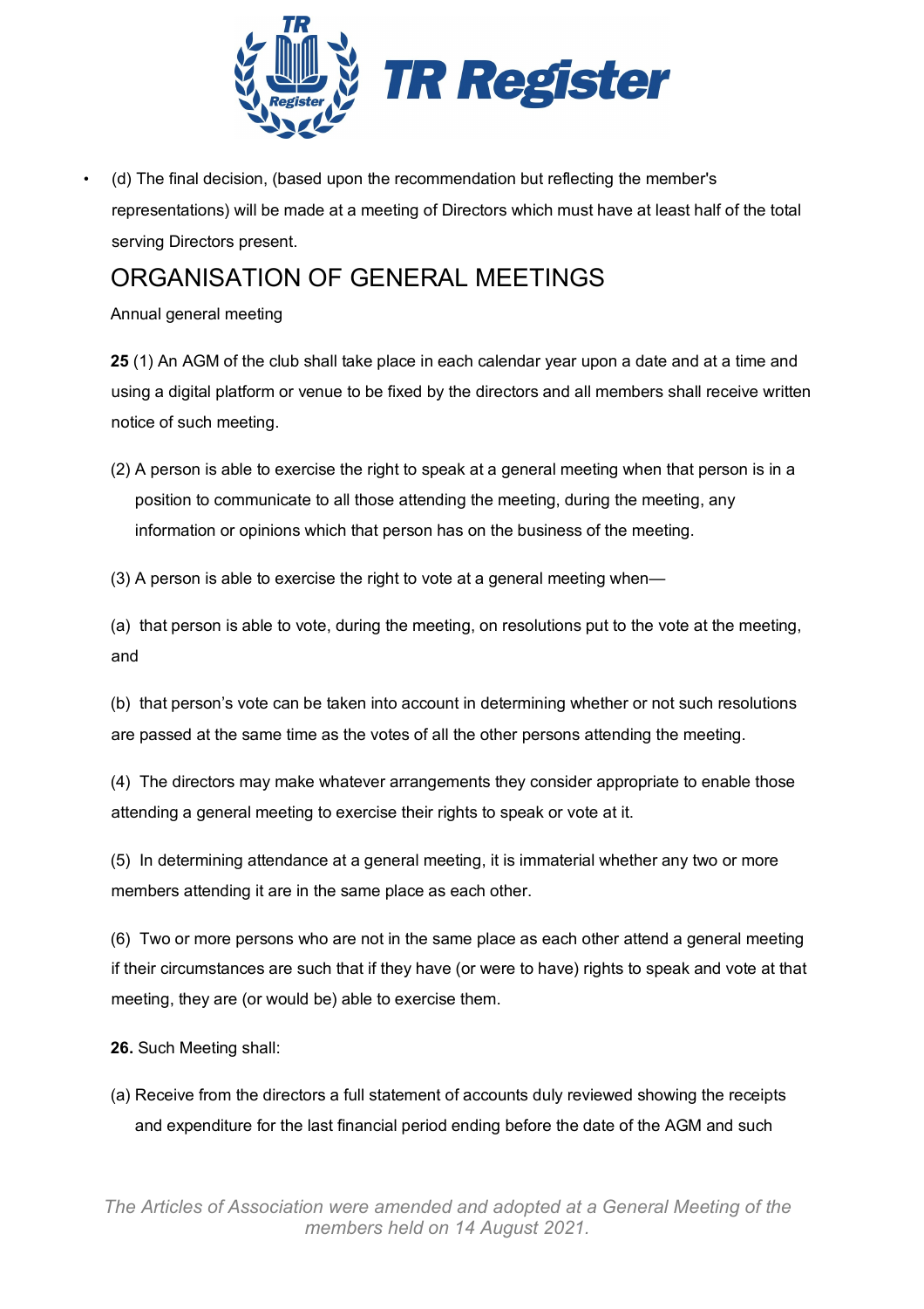- (d) The final decision, (based upon the recommendation but reflecting the member's representations) will be made at a meeting of Directors which must have at least half of the total serving Directors present.

## ORGANISATION OF GENERAL MEETINGS

Annual general meeting

**25** (1) An AGM of the club shall take place in each calendar year upon a date and at a time and using a digital platform or venue to be fixed by the directors and all members shall receive written notice of such meeting.

(2) A person is able to exercise the right to speak at a general meeting when that person is in a position to communicate to all those attending the meeting, during the meeting, any information or opinions which that person has on the business of the meeting.

(3) A person is able to exercise the right to vote at a general meeting when—

(a) that person is able to vote, during the meeting, on resolutions put to the vote at the meeting, and

(b) that person's vote can be taken into account in determining whether or not such resolutions are passed at the same time as the votes of all the other persons attending the meeting.

(4) The directors may make whatever arrangements they consider appropriate to enable those attending a general meeting to exercise their rights to speak or vote at it.

(5) In determining attendance at a general meeting, it is immaterial whether any two or more members attending it are in the same place as each other.

(6) Two or more persons who are not in the same place as each other attend a general meeting if their circumstances are such that if they have (or were to have) rights to speak and vote at that meeting, they are (or would be) able to exercise them.

**26.** Such Meeting shall:

(a) Receive from the directors a full statement of accounts duly reviewed showing the receipts and expenditure for the last financial period ending before the date of the AGM and such

*The Articles of Association were amended and adopted at a General Meeting of the members held on 14 August 2021.*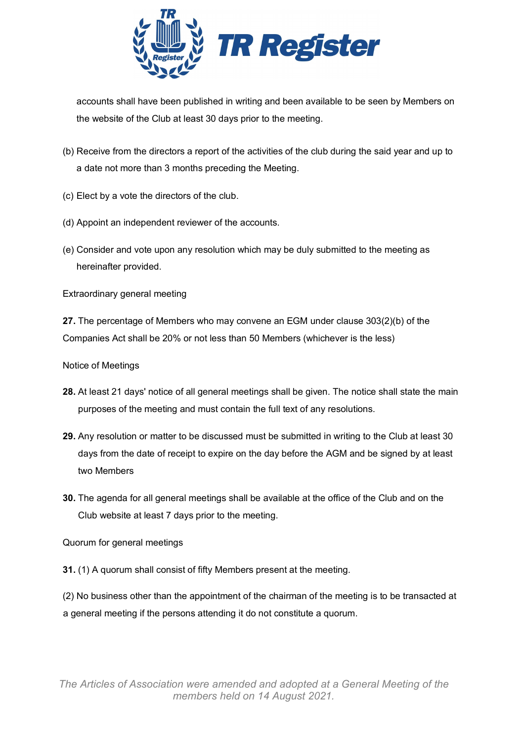accounts shall have been published in writing and been available to be seen by Members on the website of the Club at least 30 days prior to the meeting.

(b) Receive from the directors a report of the activities of the club during the said year and up to a date not more than 3 months preceding the Meeting.

(c) Elect by a vote the directors of the club.

(d) Appoint an independent reviewer of the accounts.

(e) Consider and vote upon any resolution which may be duly submitted to the meeting as hereinafter provided.

Extraordinary general meeting

**27.** The percentage of Members who may convene an EGM under clause 303(2)(b) of the Companies Act shall be 20% or not less than 50 Members (whichever is the less)

Notice of Meetings

**28.** At least 21 days' notice of all general meetings shall be given. The notice shall state the main purposes of the meeting and must contain the full text of any resolutions.

**29.** Any resolution or matter to be discussed must be submitted in writing to the Club at least 30 days from the date of receipt to expire on the day before the AGM and be signed by at least two Members

**30.** The agenda for all general meetings shall be available at the office of the Club and on the Club website at least 7 days prior to the meeting.

Quorum for general meetings

**31.** (1) A quorum shall consist of fifty Members present at the meeting.

(2) No business other than the appointment of the chairman of the meeting is to be transacted at a general meeting if the persons attending it do not constitute a quorum.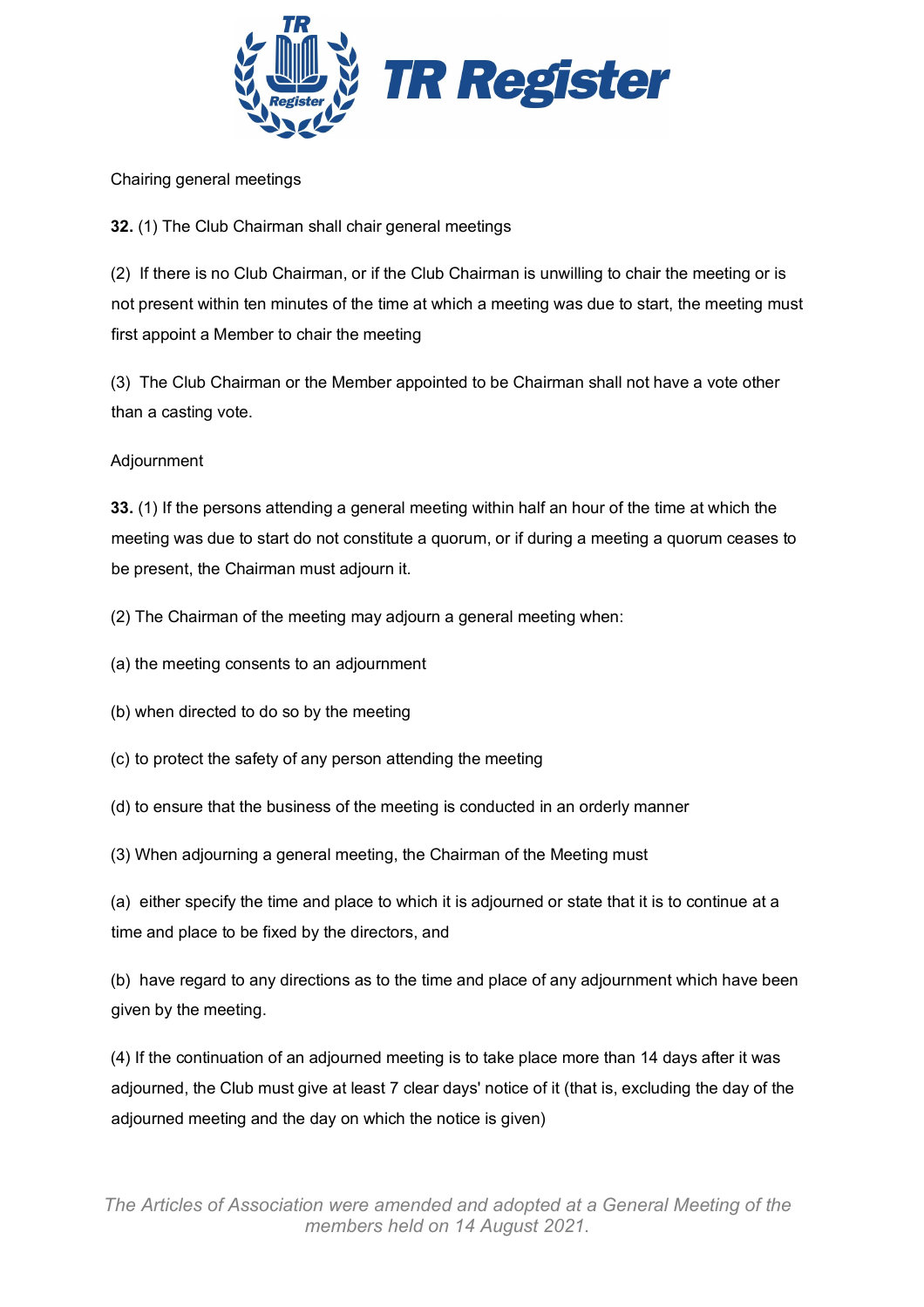Chairing general meetings

**32.** (1) The Club Chairman shall chair general meetings

(2) If there is no Club Chairman, or if the Club Chairman is unwilling to chair the meeting or is not present within ten minutes of the time at which a meeting was due to start, the meeting must first appoint a Member to chair the meeting

(3) The Club Chairman or the Member appointed to be Chairman shall not have a vote other than a casting vote.

Adjournment

**33.** (1) If the persons attending a general meeting within half an hour of the time at which the meeting was due to start do not constitute a quorum, or if during a meeting a quorum ceases to be present, the Chairman must adjourn it.

(2) The Chairman of the meeting may adjourn a general meeting when:

(a) the meeting consents to an adjournment

(b) when directed to do so by the meeting

(c) to protect the safety of any person attending the meeting

(d) to ensure that the business of the meeting is conducted in an orderly manner

(3) When adjourning a general meeting, the Chairman of the Meeting must

(a) either specify the time and place to which it is adjourned or state that it is to continue at a time and place to be fixed by the directors, and

(b) have regard to any directions as to the time and place of any adjournment which have been given by the meeting.

(4) If the continuation of an adjourned meeting is to take place more than 14 days after it was adjourned, the Club must give at least 7 clear days' notice of it (that is, excluding the day of the adjourned meeting and the day on which the notice is given)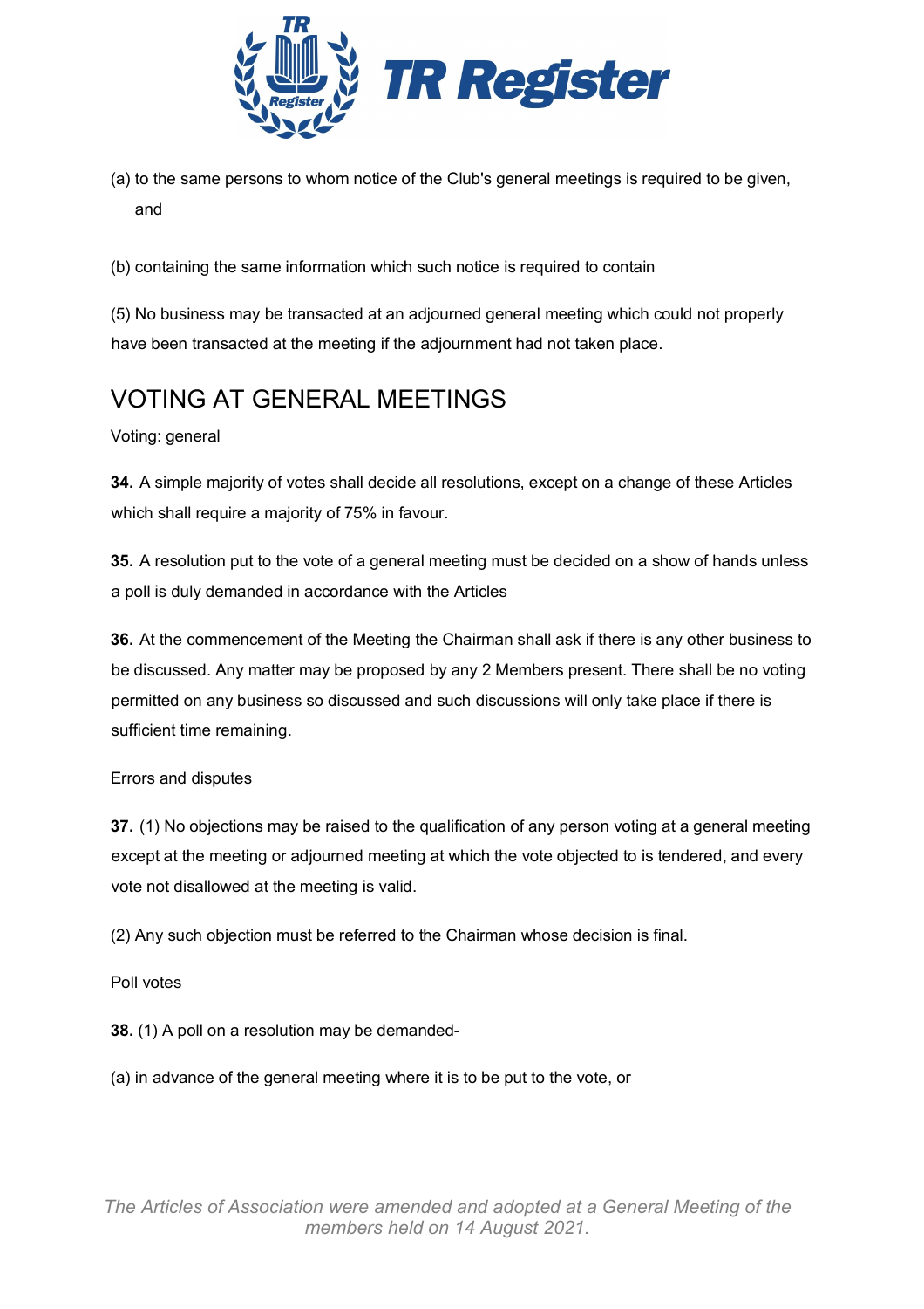(a) to the same persons to whom notice of the Club's general meetings is required to be given, and

(b) containing the same information which such notice is required to contain

(5) No business may be transacted at an adjourned general meeting which could not properly have been transacted at the meeting if the adjournment had not taken place.

## VOTING AT GENERAL MEETINGS

Voting: general

**34.** A simple majority of votes shall decide all resolutions, except on a change of these Articles which shall require a majority of 75% in favour.

**35.** A resolution put to the vote of a general meeting must be decided on a show of hands unless a poll is duly demanded in accordance with the Articles

**36.** At the commencement of the Meeting the Chairman shall ask if there is any other business to be discussed. Any matter may be proposed by any 2 Members present. There shall be no voting permitted on any business so discussed and such discussions will only take place if there is sufficient time remaining.

Errors and disputes

**37.** (1) No objections may be raised to the qualification of any person voting at a general meeting except at the meeting or adjourned meeting at which the vote objected to is tendered, and every vote not disallowed at the meeting is valid.

(2) Any such objection must be referred to the Chairman whose decision is final.

Poll votes

**38.** (1) A poll on a resolution may be demanded-

(a) in advance of the general meeting where it is to be put to the vote, or

*The Articles of Association were amended and adopted at a General Meeting of the members held on 14 August 2021.*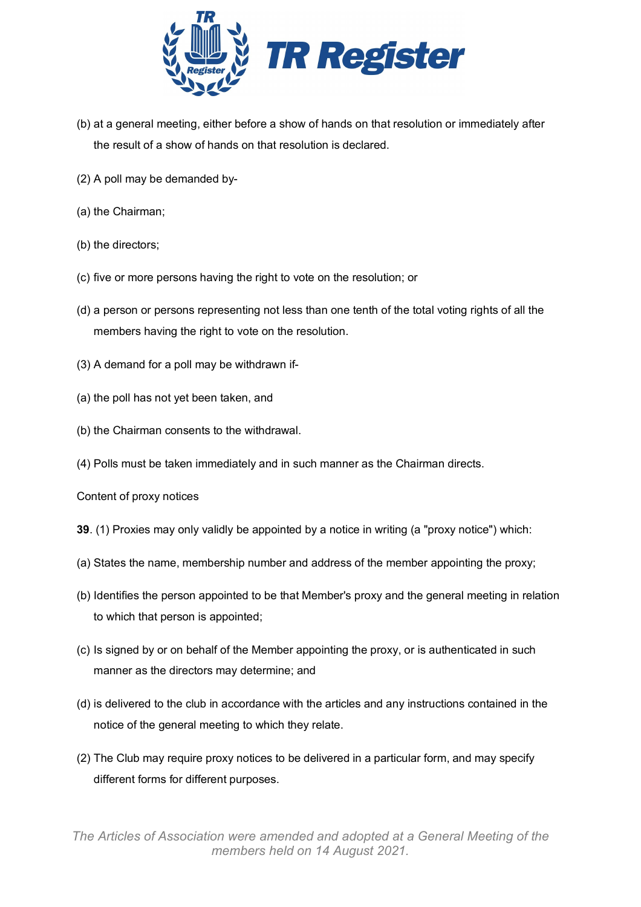(b) at a general meeting, either before a show of hands on that resolution or immediately after the result of a show of hands on that resolution is declared.

(2) A poll may be demanded by-

(a) the Chairman;

(b) the directors;

(c) five or more persons having the right to vote on the resolution; or

(d) a person or persons representing not less than one tenth of the total voting rights of all the members having the right to vote on the resolution.

(3) A demand for a poll may be withdrawn if-

(a) the poll has not yet been taken, and

(b) the Chairman consents to the withdrawal.

(4) Polls must be taken immediately and in such manner as the Chairman directs.

Content of proxy notices

**39**. (1) Proxies may only validly be appointed by a notice in writing (a "proxy notice") which:

(a) States the name, membership number and address of the member appointing the proxy;

(b) Identifies the person appointed to be that Member's proxy and the general meeting in relation to which that person is appointed;

(c) Is signed by or on behalf of the Member appointing the proxy, or is authenticated in such manner as the directors may determine; and

(d) is delivered to the club in accordance with the articles and any instructions contained in the notice of the general meeting to which they relate.

(2) The Club may require proxy notices to be delivered in a particular form, and may specify different forms for different purposes.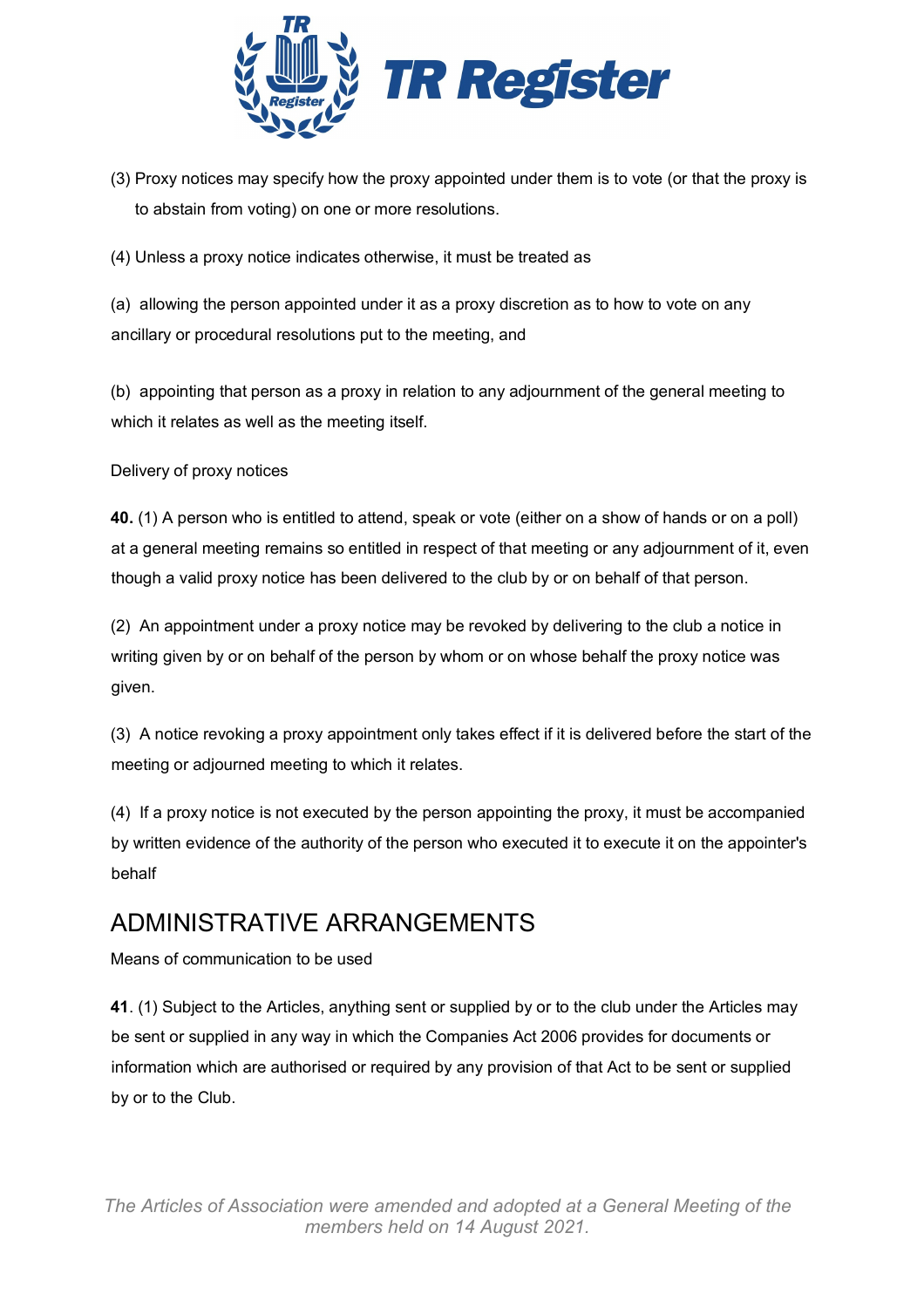(3) Proxy notices may specify how the proxy appointed under them is to vote (or that the proxy is to abstain from voting) on one or more resolutions.

(4) Unless a proxy notice indicates otherwise, it must be treated as

(a) allowing the person appointed under it as a proxy discretion as to how to vote on any ancillary or procedural resolutions put to the meeting, and

(b) appointing that person as a proxy in relation to any adjournment of the general meeting to which it relates as well as the meeting itself.

Delivery of proxy notices

**40.** (1) A person who is entitled to attend, speak or vote (either on a show of hands or on a poll) at a general meeting remains so entitled in respect of that meeting or any adjournment of it, even though a valid proxy notice has been delivered to the club by or on behalf of that person.

(2) An appointment under a proxy notice may be revoked by delivering to the club a notice in writing given by or on behalf of the person by whom or on whose behalf the proxy notice was given.

(3) A notice revoking a proxy appointment only takes effect if it is delivered before the start of the meeting or adjourned meeting to which it relates.

(4) If a proxy notice is not executed by the person appointing the proxy, it must be accompanied by written evidence of the authority of the person who executed it to execute it on the appointer's behalf

# ADMINISTRATIVE ARRANGEMENTS

Means of communication to be used

**41**. (1) Subject to the Articles, anything sent or supplied by or to the club under the Articles may be sent or supplied in any way in which the Companies Act 2006 provides for documents or information which are authorised or required by any provision of that Act to be sent or supplied by or to the Club.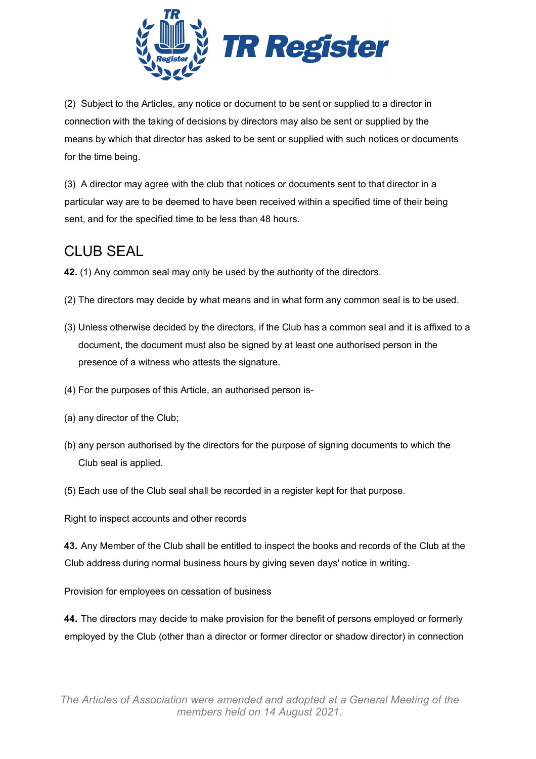(2) Subject to the Articles, any notice or document to be sent or supplied to a director in connection with the taking of decisions by directors may also be sent or supplied by the means by which that director has asked to be sent or supplied with such notices or documents for the time being.

(3) A director may agree with the club that notices or documents sent to that director in a particular way are to be deemed to have been received within a specified time of their being sent, and for the specified time to be less than 48 hours.

## CLUB SEAL

**42.** (1) Any common seal may only be used by the authority of the directors.

(2) The directors may decide by what means and in what form any common seal is to be used.

(3) Unless otherwise decided by the directors, if the Club has a common seal and it is affixed to a document, the document must also be signed by at least one authorised person in the presence of a witness who attests the signature.

(4) For the purposes of this Article, an authorised person is-

(a) any director of the Club;

(b) any person authorised by the directors for the purpose of signing documents to which the Club seal is applied.

(5) Each use of the Club seal shall be recorded in a register kept for that purpose.

Right to inspect accounts and other records

**43.** Any Member of the Club shall be entitled to inspect the books and records of the Club at the Club address during normal business hours by giving seven days' notice in writing.

Provision for employees on cessation of business

**44.** The directors may decide to make provision for the benefit of persons employed or formerly employed by the Club (other than a director or former director or shadow director) in connection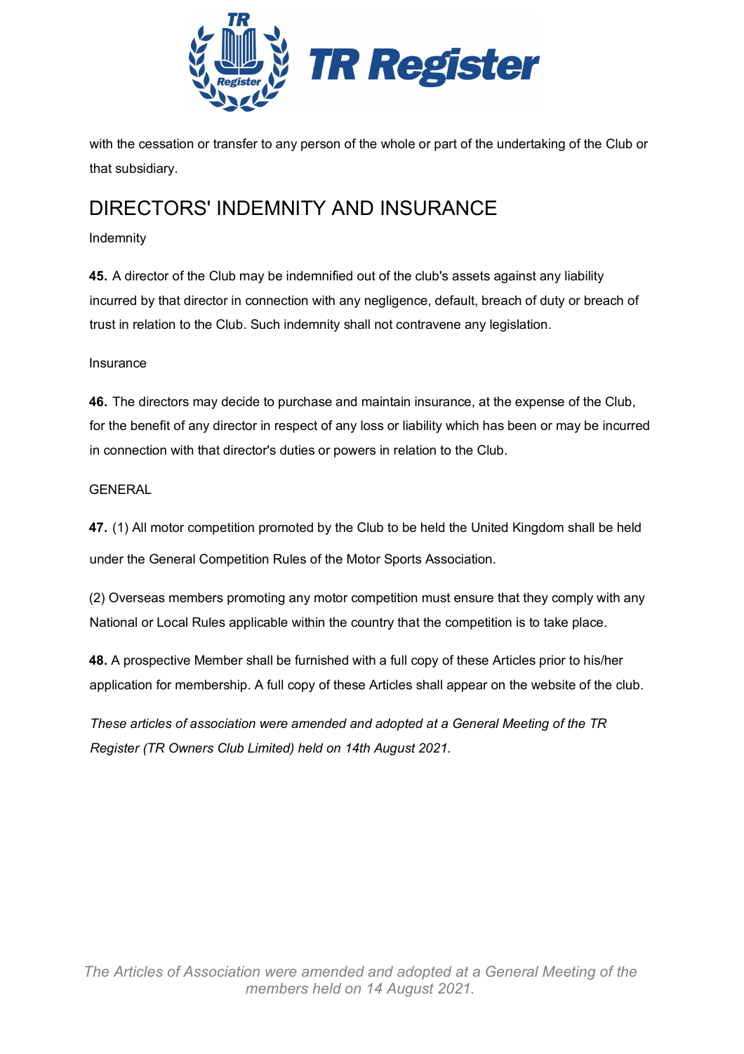with the cessation or transfer to any person of the whole or part of the undertaking of the Club or that subsidiary.

# DIRECTORS' INDEMNITY AND INSURANCE

Indemnity

**45.** A director of the Club may be indemnified out of the club's assets against any liability incurred by that director in connection with any negligence, default, breach of duty or breach of trust in relation to the Club. Such indemnity shall not contravene any legislation.

Insurance

**46.** The directors may decide to purchase and maintain insurance, at the expense of the Club, for the benefit of any director in respect of any loss or liability which has been or may be incurred in connection with that director's duties or powers in relation to the Club.

GENERAL

**47.** (1) All motor competition promoted by the Club to be held the United Kingdom shall be held under the General Competition Rules of the Motor Sports Association.

(2) Overseas members promoting any motor competition must ensure that they comply with any National or Local Rules applicable within the country that the competition is to take place.

**48.** A prospective Member shall be furnished with a full copy of these Articles prior to his/her application for membership. A full copy of these Articles shall appear on the website of the club.

*These articles of association were amended and adopted at a General Meeting of the TR Register (TR Owners Club Limited) held on 14th August 2021.*